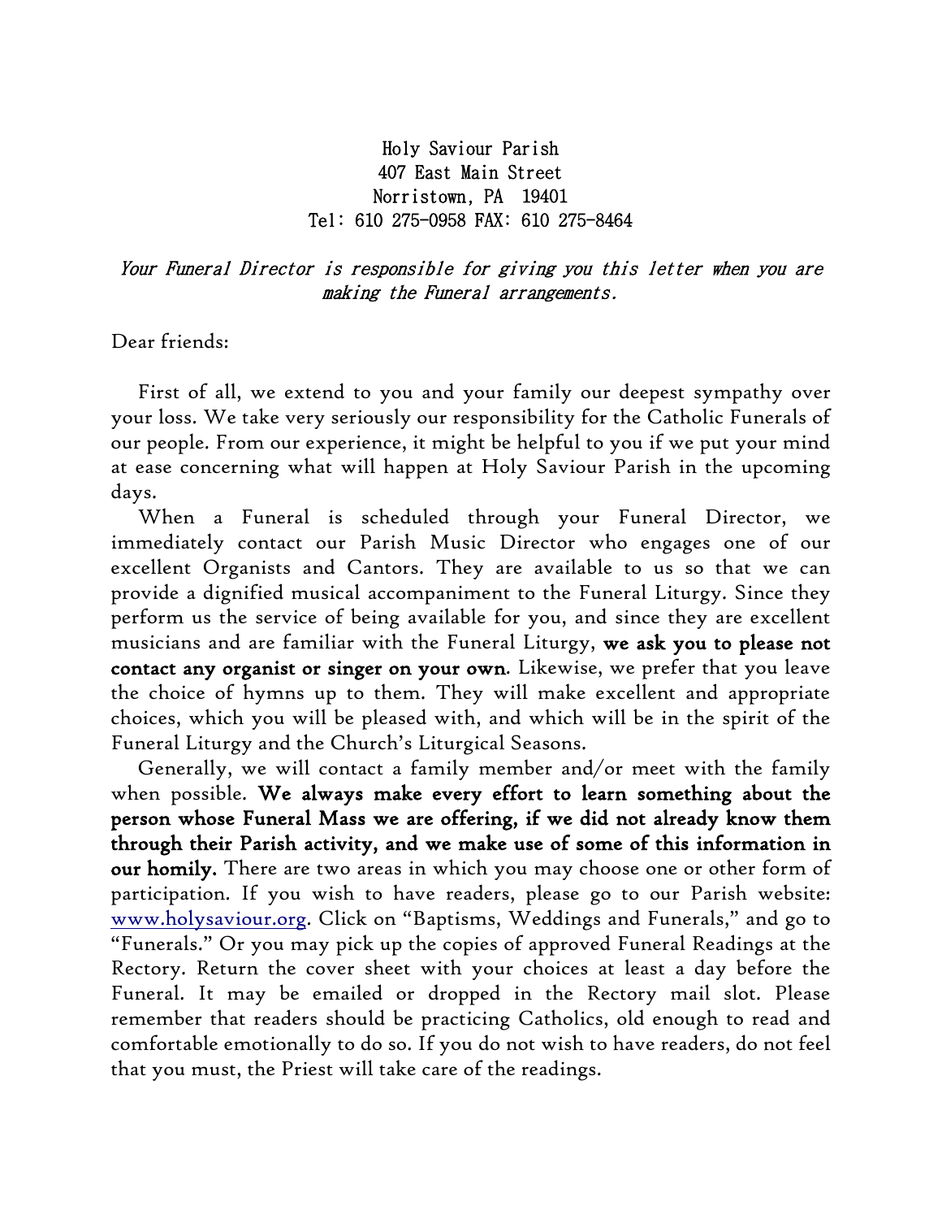Holy Saviour Parish
407 East Main Street
Norristown, PA 19401
Tel: 610 275-0958 FAX: 610 275-8464

*Your Funeral Director is responsible for giving you this letter when you are making the Funeral arrangements.*

Dear friends:

First of all, we extend to you and your family our deepest sympathy over your loss. We take very seriously our responsibility for the Catholic Funerals of our people. From our experience, it might be helpful to you if we put your mind at ease concerning what will happen at Holy Saviour Parish in the upcoming days.

When a Funeral is scheduled through your Funeral Director, we immediately contact our Parish Music Director who engages one of our excellent Organists and Cantors. They are available to us so that we can provide a dignified musical accompaniment to the Funeral Liturgy. Since they perform us the service of being available for you, and since they are excellent musicians and are familiar with the Funeral Liturgy, **we ask you to please not contact any organist or singer on your own**. Likewise, we prefer that you leave the choice of hymns up to them. They will make excellent and appropriate choices, which you will be pleased with, and which will be in the spirit of the Funeral Liturgy and the Church's Liturgical Seasons.

Generally, we will contact a family member and/or meet with the family when possible. **We always make every effort to learn something about the person whose Funeral Mass we are offering, if we did not already know them through their Parish activity, and we make use of some of this information in our homily.** There are two areas in which you may choose one or other form of participation. If you wish to have readers, please go to our Parish website: www.holysaviour.org. Click on "Baptisms, Weddings and Funerals," and go to "Funerals." Or you may pick up the copies of approved Funeral Readings at the Rectory. Return the cover sheet with your choices at least a day before the Funeral. It may be emailed or dropped in the Rectory mail slot. Please remember that readers should be practicing Catholics, old enough to read and comfortable emotionally to do so. If you do not wish to have readers, do not feel that you must, the Priest will take care of the readings.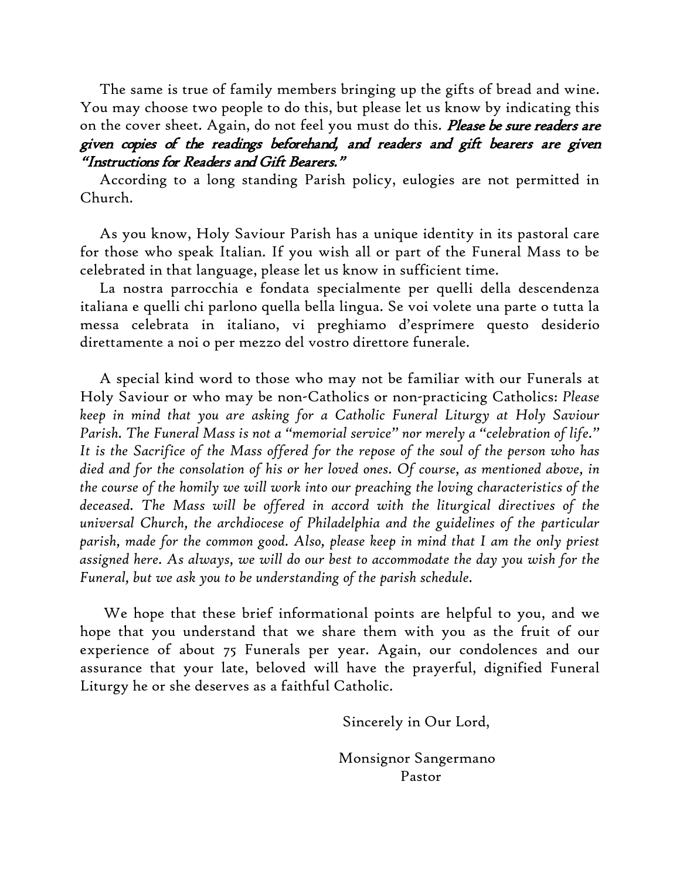The same is true of family members bringing up the gifts of bread and wine. You may choose two people to do this, but please let us know by indicating this on the cover sheet. Again, do not feel you must do this. ***Please be sure readers are given copies of the readings beforehand, and readers and gift bearers are given "Instructions for Readers and Gift Bearers."***

According to a long standing Parish policy, eulogies are not permitted in Church.

As you know, Holy Saviour Parish has a unique identity in its pastoral care for those who speak Italian. If you wish all or part of the Funeral Mass to be celebrated in that language, please let us know in sufficient time.

La nostra parrocchia e fondata specialmente per quelli della descendenza italiana e quelli chi parlono quella bella lingua. Se voi volete una parte o tutta la messa celebrata in italiano, vi preghiamo d'esprimere questo desiderio direttamente a noi o per mezzo del vostro direttore funerale.

A special kind word to those who may not be familiar with our Funerals at Holy Saviour or who may be non-Catholics or non-practicing Catholics: *Please keep in mind that you are asking for a Catholic Funeral Liturgy at Holy Saviour Parish. The Funeral Mass is not a "memorial service" nor merely a "celebration of life." It is the Sacrifice of the Mass offered for the repose of the soul of the person who has died and for the consolation of his or her loved ones. Of course, as mentioned above, in the course of the homily we will work into our preaching the loving characteristics of the deceased. The Mass will be offered in accord with the liturgical directives of the universal Church, the archdiocese of Philadelphia and the guidelines of the particular parish, made for the common good. Also, please keep in mind that I am the only priest assigned here. As always, we will do our best to accommodate the day you wish for the Funeral, but we ask you to be understanding of the parish schedule.*

We hope that these brief informational points are helpful to you, and we hope that you understand that we share them with you as the fruit of our experience of about 75 Funerals per year. Again, our condolences and our assurance that your late, beloved will have the prayerful, dignified Funeral Liturgy he or she deserves as a faithful Catholic.

Sincerely in Our Lord,

Monsignor Sangermano
Pastor